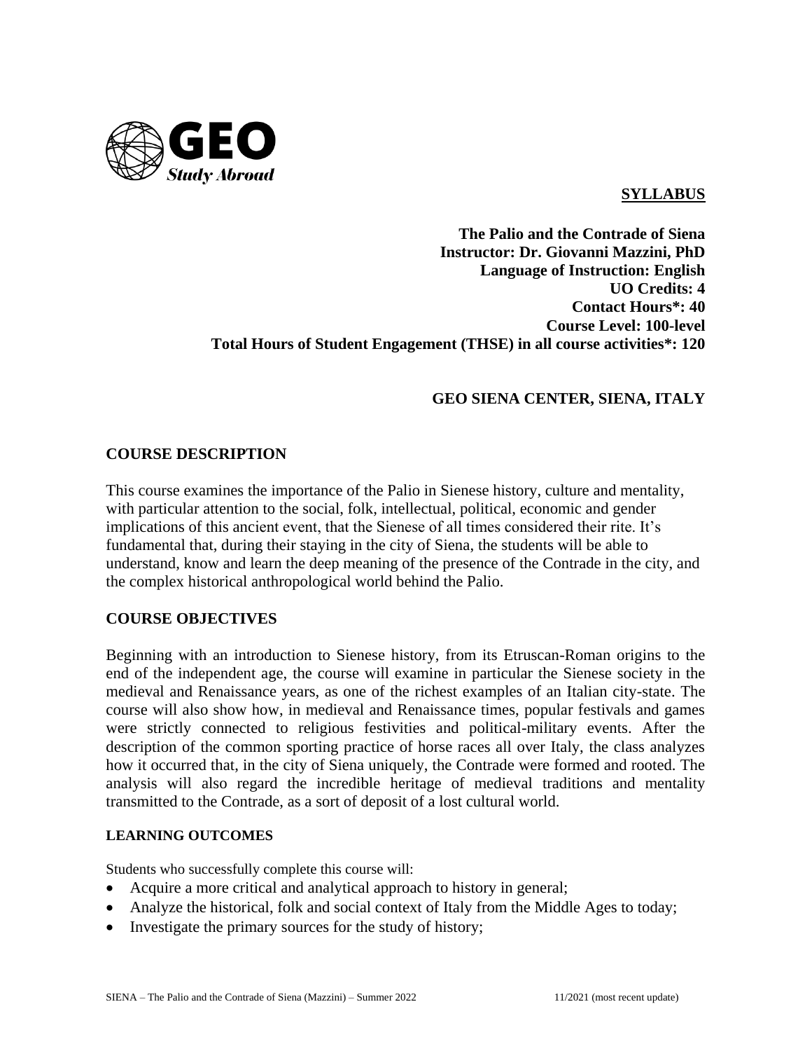**SYLLABUS**

**The Palio and the Contrade of Siena**
**Instructor: Dr. Giovanni Mazzini, PhD**
**Language of Instruction: English**
**UO Credits: 4**
**Contact Hours*: 40**
**Course Level: 100-level**
**Total Hours of Student Engagement (THSE) in all course activities*: 120**

**GEO SIENA CENTER, SIENA, ITALY**

## COURSE DESCRIPTION

This course examines the importance of the Palio in Sienese history, culture and mentality, with particular attention to the social, folk, intellectual, political, economic and gender implications of this ancient event, that the Sienese of all times considered their rite. It's fundamental that, during their staying in the city of Siena, the students will be able to understand, know and learn the deep meaning of the presence of the Contrade in the city, and the complex historical anthropological world behind the Palio.

## COURSE OBJECTIVES

Beginning with an introduction to Sienese history, from its Etruscan-Roman origins to the end of the independent age, the course will examine in particular the Sienese society in the medieval and Renaissance years, as one of the richest examples of an Italian city-state. The course will also show how, in medieval and Renaissance times, popular festivals and games were strictly connected to religious festivities and political-military events. After the description of the common sporting practice of horse races all over Italy, the class analyzes how it occurred that, in the city of Siena uniquely, the Contrade were formed and rooted. The analysis will also regard the incredible heritage of medieval traditions and mentality transmitted to the Contrade, as a sort of deposit of a lost cultural world.

### LEARNING OUTCOMES

Students who successfully complete this course will:

- Acquire a more critical and analytical approach to history in general;
- Analyze the historical, folk and social context of Italy from the Middle Ages to today;
- Investigate the primary sources for the study of history;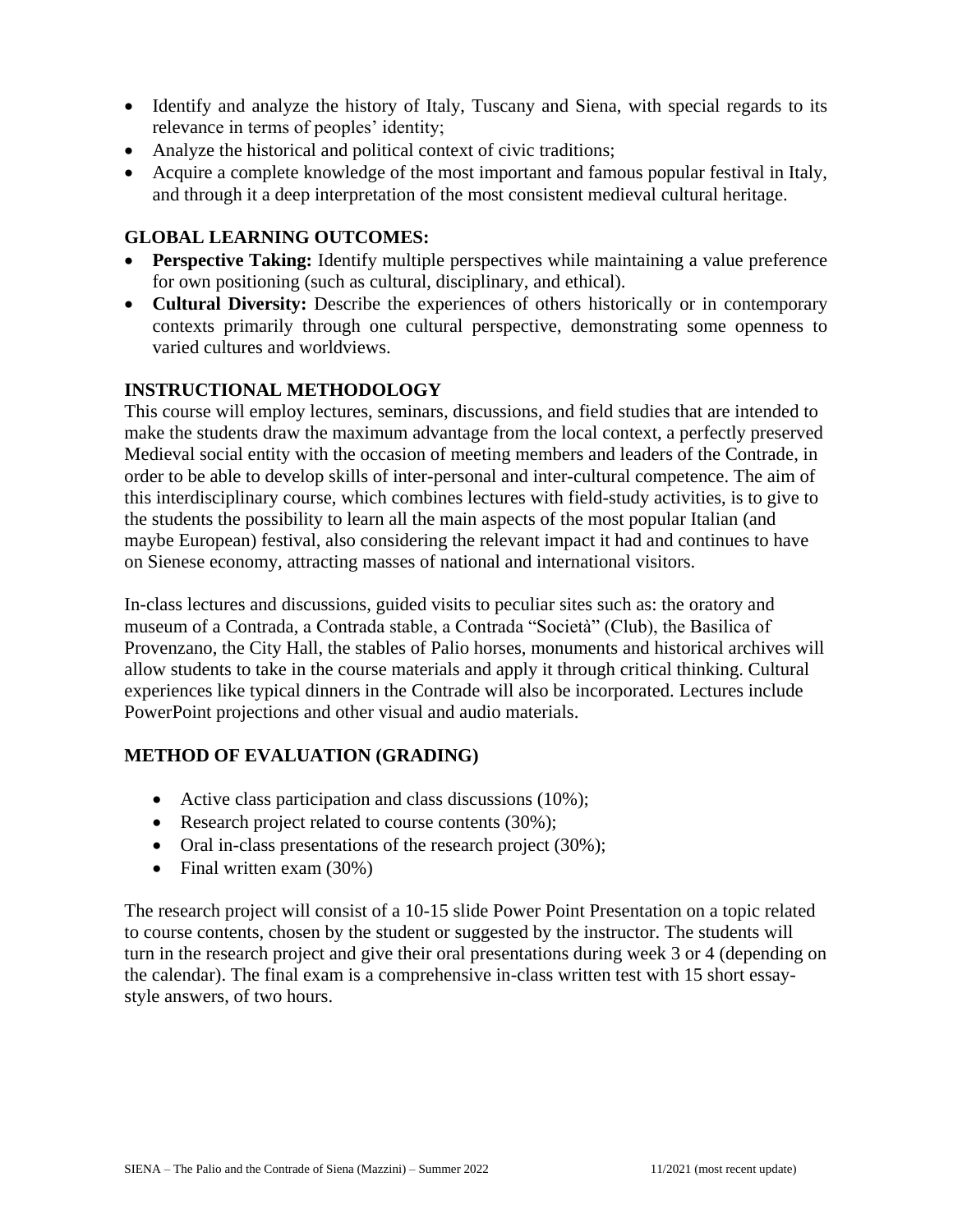- Identify and analyze the history of Italy, Tuscany and Siena, with special regards to its relevance in terms of peoples' identity;
- Analyze the historical and political context of civic traditions;
- Acquire a complete knowledge of the most important and famous popular festival in Italy, and through it a deep interpretation of the most consistent medieval cultural heritage.

## GLOBAL LEARNING OUTCOMES:

- **Perspective Taking:** Identify multiple perspectives while maintaining a value preference for own positioning (such as cultural, disciplinary, and ethical).
- **Cultural Diversity:** Describe the experiences of others historically or in contemporary contexts primarily through one cultural perspective, demonstrating some openness to varied cultures and worldviews.

## INSTRUCTIONAL METHODOLOGY

This course will employ lectures, seminars, discussions, and field studies that are intended to make the students draw the maximum advantage from the local context, a perfectly preserved Medieval social entity with the occasion of meeting members and leaders of the Contrade, in order to be able to develop skills of inter-personal and inter-cultural competence. The aim of this interdisciplinary course, which combines lectures with field-study activities, is to give to the students the possibility to learn all the main aspects of the most popular Italian (and maybe European) festival, also considering the relevant impact it had and continues to have on Sienese economy, attracting masses of national and international visitors.

In-class lectures and discussions, guided visits to peculiar sites such as: the oratory and museum of a Contrada, a Contrada stable, a Contrada "Società" (Club), the Basilica of Provenzano, the City Hall, the stables of Palio horses, monuments and historical archives will allow students to take in the course materials and apply it through critical thinking. Cultural experiences like typical dinners in the Contrade will also be incorporated. Lectures include PowerPoint projections and other visual and audio materials.

## METHOD OF EVALUATION (GRADING)

- Active class participation and class discussions (10%);
- Research project related to course contents (30%);
- Oral in-class presentations of the research project (30%);
- Final written exam (30%)

The research project will consist of a 10-15 slide Power Point Presentation on a topic related to course contents, chosen by the student or suggested by the instructor. The students will turn in the research project and give their oral presentations during week 3 or 4 (depending on the calendar). The final exam is a comprehensive in-class written test with 15 short essay-style answers, of two hours.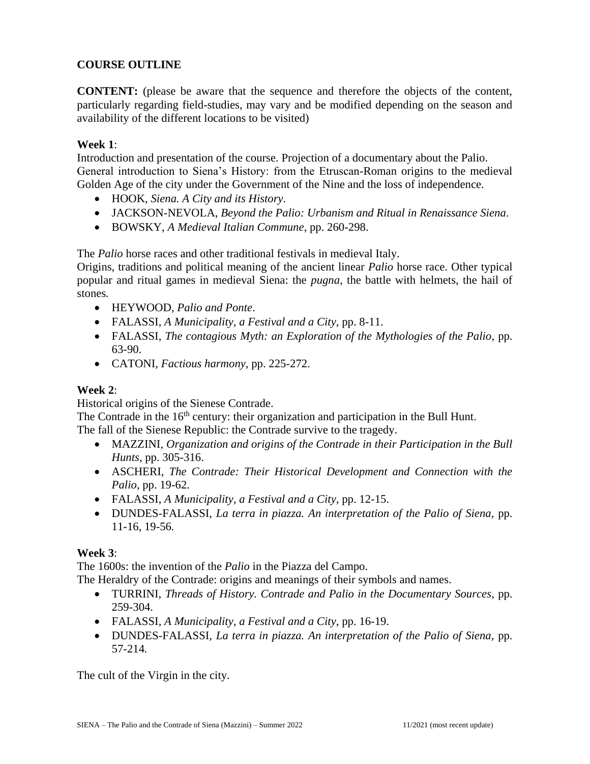**COURSE OUTLINE**

**CONTENT:** (please be aware that the sequence and therefore the objects of the content, particularly regarding field-studies, may vary and be modified depending on the season and availability of the different locations to be visited)

**Week 1**:

Introduction and presentation of the course. Projection of a documentary about the Palio.
General introduction to Siena's History: from the Etruscan-Roman origins to the medieval Golden Age of the city under the Government of the Nine and the loss of independence.

- HOOK, *Siena. A City and its History*.
- JACKSON-NEVOLA, *Beyond the Palio: Urbanism and Ritual in Renaissance Siena*.
- BOWSKY, *A Medieval Italian Commune*, pp. 260-298.

The *Palio* horse races and other traditional festivals in medieval Italy.
Origins, traditions and political meaning of the ancient linear *Palio* horse race. Other typical popular and ritual games in medieval Siena: the *pugna*, the battle with helmets, the hail of stones.

- HEYWOOD, *Palio and Ponte*.
- FALASSI, *A Municipality, a Festival and a City*, pp. 8-11.
- FALASSI, *The contagious Myth: an Exploration of the Mythologies of the Palio*, pp. 63-90.
- CATONI, *Factious harmony*, pp. 225-272.

**Week 2**:

Historical origins of the Sienese Contrade.
The Contrade in the 16th century: their organization and participation in the Bull Hunt.
The fall of the Sienese Republic: the Contrade survive to the tragedy.

- MAZZINI, *Organization and origins of the Contrade in their Participation in the Bull Hunts*, pp. 305-316.
- ASCHERI, *The Contrade: Their Historical Development and Connection with the Palio*, pp. 19-62.
- FALASSI, *A Municipality, a Festival and a City*, pp. 12-15.
- DUNDES-FALASSI, *La terra in piazza. An interpretation of the Palio of Siena*, pp. 11-16, 19-56.

**Week 3**:

The 1600s: the invention of the *Palio* in the Piazza del Campo.
The Heraldry of the Contrade: origins and meanings of their symbols and names.

- TURRINI, *Threads of History. Contrade and Palio in the Documentary Sources*, pp. 259-304.
- FALASSI, *A Municipality, a Festival and a City*, pp. 16-19.
- DUNDES-FALASSI, *La terra in piazza. An interpretation of the Palio of Siena*, pp. 57-214.

The cult of the Virgin in the city.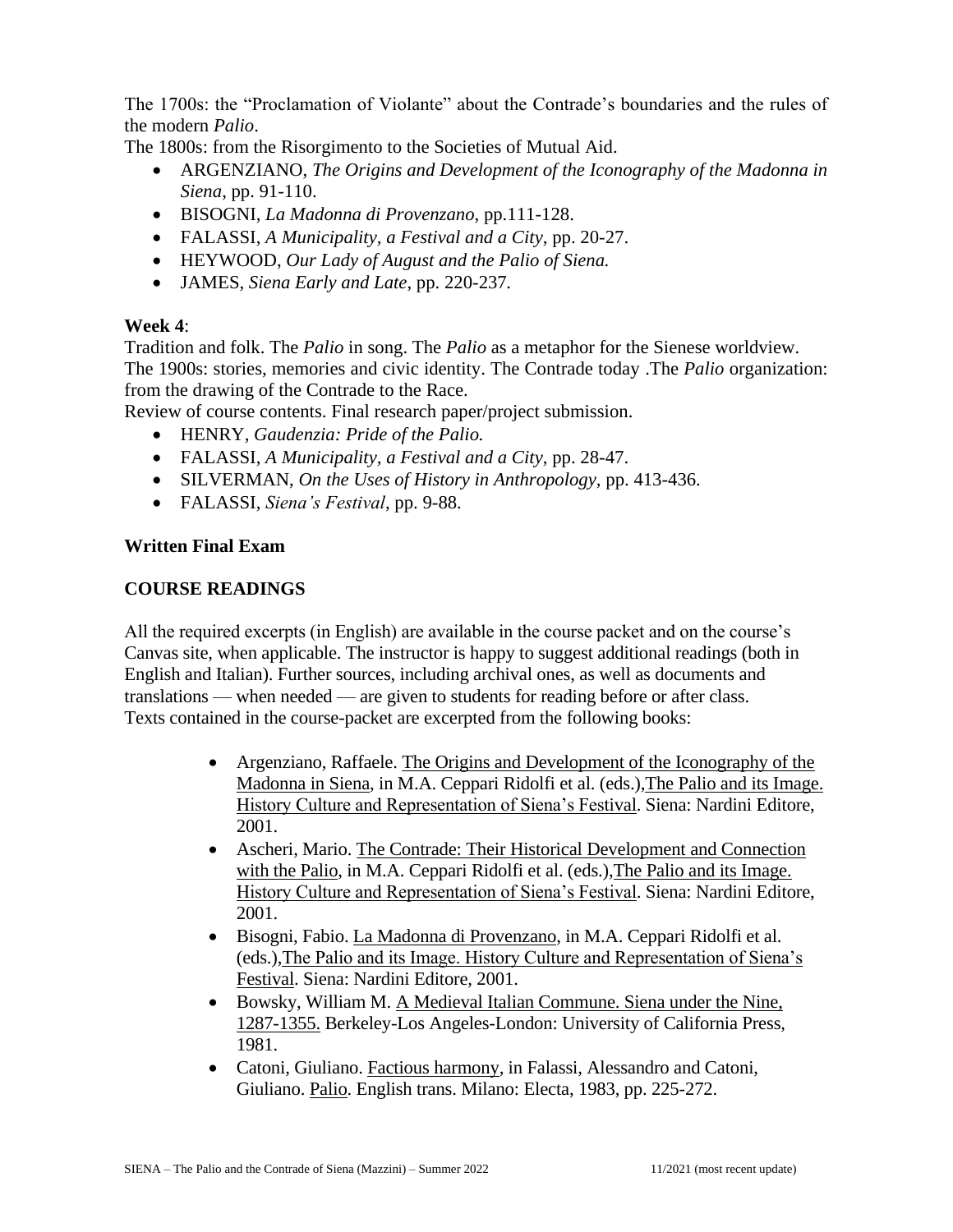The 1700s: the "Proclamation of Violante" about the Contrade's boundaries and the rules of the modern *Palio*.

The 1800s: from the Risorgimento to the Societies of Mutual Aid.

- ARGENZIANO, *The Origins and Development of the Iconography of the Madonna in Siena*, pp. 91-110.
- BISOGNI, *La Madonna di Provenzano*, pp.111-128.
- FALASSI, *A Municipality, a Festival and a City*, pp. 20-27.
- HEYWOOD, *Our Lady of August and the Palio of Siena.*
- JAMES, *Siena Early and Late*, pp. 220-237.

**Week 4**:

Tradition and folk. The *Palio* in song. The *Palio* as a metaphor for the Sienese worldview. The 1900s: stories, memories and civic identity. The Contrade today .The *Palio* organization: from the drawing of the Contrade to the Race.

Review of course contents. Final research paper/project submission.

- HENRY, *Gaudenzia: Pride of the Palio.*
- FALASSI, *A Municipality, a Festival and a City*, pp. 28-47.
- SILVERMAN, *On the Uses of History in Anthropology*, pp. 413-436.
- FALASSI, *Siena's Festival*, pp. 9-88.

**Written Final Exam**

**COURSE READINGS**

All the required excerpts (in English) are available in the course packet and on the course's Canvas site, when applicable. The instructor is happy to suggest additional readings (both in English and Italian). Further sources, including archival ones, as well as documents and translations — when needed — are given to students for reading before or after class.

Texts contained in the course-packet are excerpted from the following books:

- Argenziano, Raffaele. The Origins and Development of the Iconography of the Madonna in Siena, in M.A. Ceppari Ridolfi et al. (eds.),The Palio and its Image. History Culture and Representation of Siena's Festival. Siena: Nardini Editore, 2001.
- Ascheri, Mario. The Contrade: Their Historical Development and Connection with the Palio, in M.A. Ceppari Ridolfi et al. (eds.),The Palio and its Image. History Culture and Representation of Siena's Festival. Siena: Nardini Editore, 2001.
- Bisogni, Fabio. La Madonna di Provenzano, in M.A. Ceppari Ridolfi et al. (eds.),The Palio and its Image. History Culture and Representation of Siena's Festival. Siena: Nardini Editore, 2001.
- Bowsky, William M. A Medieval Italian Commune. Siena under the Nine, 1287-1355. Berkeley-Los Angeles-London: University of California Press, 1981.
- Catoni, Giuliano. Factious harmony, in Falassi, Alessandro and Catoni, Giuliano. Palio. English trans. Milano: Electa, 1983, pp. 225-272.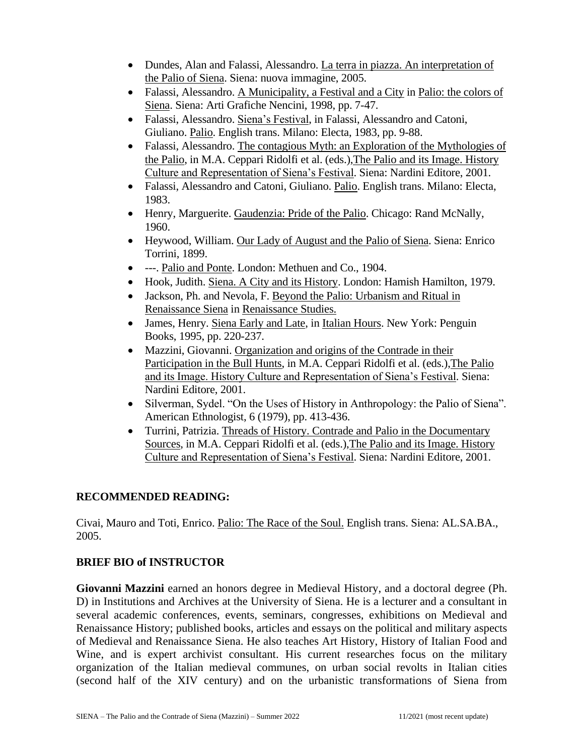- Dundes, Alan and Falassi, Alessandro. La terra in piazza. An interpretation of the Palio of Siena. Siena: nuova immagine, 2005.
- Falassi, Alessandro. A Municipality, a Festival and a City in Palio: the colors of Siena. Siena: Arti Grafiche Nencini, 1998, pp. 7-47.
- Falassi, Alessandro. Siena's Festival, in Falassi, Alessandro and Catoni, Giuliano. Palio. English trans. Milano: Electa, 1983, pp. 9-88.
- Falassi, Alessandro. The contagious Myth: an Exploration of the Mythologies of the Palio, in M.A. Ceppari Ridolfi et al. (eds.),The Palio and its Image. History Culture and Representation of Siena's Festival. Siena: Nardini Editore, 2001.
- Falassi, Alessandro and Catoni, Giuliano. Palio. English trans. Milano: Electa, 1983.
- Henry, Marguerite. Gaudenzia: Pride of the Palio. Chicago: Rand McNally, 1960.
- Heywood, William. Our Lady of August and the Palio of Siena. Siena: Enrico Torrini, 1899.
- ---. Palio and Ponte. London: Methuen and Co., 1904.
- Hook, Judith. Siena. A City and its History. London: Hamish Hamilton, 1979.
- Jackson, Ph. and Nevola, F. Beyond the Palio: Urbanism and Ritual in Renaissance Siena in Renaissance Studies.
- James, Henry. Siena Early and Late, in Italian Hours. New York: Penguin Books, 1995, pp. 220-237.
- Mazzini, Giovanni. Organization and origins of the Contrade in their Participation in the Bull Hunts, in M.A. Ceppari Ridolfi et al. (eds.),The Palio and its Image. History Culture and Representation of Siena's Festival. Siena: Nardini Editore, 2001.
- Silverman, Sydel. "On the Uses of History in Anthropology: the Palio of Siena". American Ethnologist, 6 (1979), pp. 413-436.
- Turrini, Patrizia. Threads of History. Contrade and Palio in the Documentary Sources, in M.A. Ceppari Ridolfi et al. (eds.),The Palio and its Image. History Culture and Representation of Siena's Festival. Siena: Nardini Editore, 2001.

**RECOMMENDED READING:**

Civai, Mauro and Toti, Enrico. Palio: The Race of the Soul. English trans. Siena: AL.SA.BA., 2005.

**BRIEF BIO of INSTRUCTOR**

**Giovanni Mazzini** earned an honors degree in Medieval History, and a doctoral degree (Ph. D) in Institutions and Archives at the University of Siena. He is a lecturer and a consultant in several academic conferences, events, seminars, congresses, exhibitions on Medieval and Renaissance History; published books, articles and essays on the political and military aspects of Medieval and Renaissance Siena. He also teaches Art History, History of Italian Food and Wine, and is expert archivist consultant. His current researches focus on the military organization of the Italian medieval communes, on urban social revolts in Italian cities (second half of the XIV century) and on the urbanistic transformations of Siena from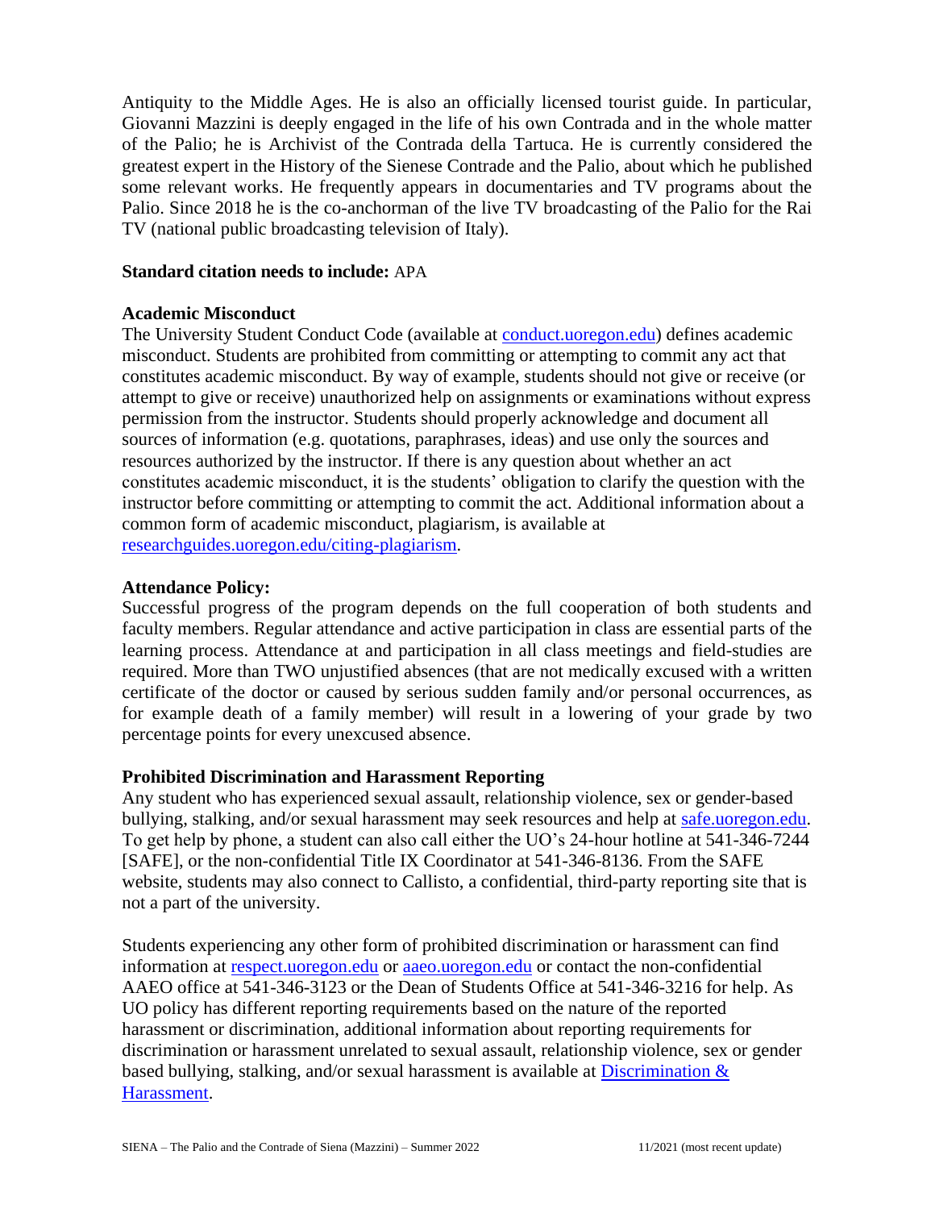Antiquity to the Middle Ages. He is also an officially licensed tourist guide. In particular, Giovanni Mazzini is deeply engaged in the life of his own Contrada and in the whole matter of the Palio; he is Archivist of the Contrada della Tartuca. He is currently considered the greatest expert in the History of the Sienese Contrade and the Palio, about which he published some relevant works. He frequently appears in documentaries and TV programs about the Palio. Since 2018 he is the co-anchorman of the live TV broadcasting of the Palio for the Rai TV (national public broadcasting television of Italy).

**Standard citation needs to include:** APA

**Academic Misconduct**

The University Student Conduct Code (available at conduct.uoregon.edu) defines academic misconduct. Students are prohibited from committing or attempting to commit any act that constitutes academic misconduct. By way of example, students should not give or receive (or attempt to give or receive) unauthorized help on assignments or examinations without express permission from the instructor. Students should properly acknowledge and document all sources of information (e.g. quotations, paraphrases, ideas) and use only the sources and resources authorized by the instructor. If there is any question about whether an act constitutes academic misconduct, it is the students' obligation to clarify the question with the instructor before committing or attempting to commit the act. Additional information about a common form of academic misconduct, plagiarism, is available at researchguides.uoregon.edu/citing-plagiarism.

**Attendance Policy:**

Successful progress of the program depends on the full cooperation of both students and faculty members. Regular attendance and active participation in class are essential parts of the learning process. Attendance at and participation in all class meetings and field-studies are required. More than TWO unjustified absences (that are not medically excused with a written certificate of the doctor or caused by serious sudden family and/or personal occurrences, as for example death of a family member) will result in a lowering of your grade by two percentage points for every unexcused absence.

**Prohibited Discrimination and Harassment Reporting**

Any student who has experienced sexual assault, relationship violence, sex or gender-based bullying, stalking, and/or sexual harassment may seek resources and help at safe.uoregon.edu. To get help by phone, a student can also call either the UO's 24-hour hotline at 541-346-7244 [SAFE], or the non-confidential Title IX Coordinator at 541-346-8136. From the SAFE website, students may also connect to Callisto, a confidential, third-party reporting site that is not a part of the university.

Students experiencing any other form of prohibited discrimination or harassment can find information at respect.uoregon.edu or aaeo.uoregon.edu or contact the non-confidential AAEO office at 541-346-3123 or the Dean of Students Office at 541-346-3216 for help. As UO policy has different reporting requirements based on the nature of the reported harassment or discrimination, additional information about reporting requirements for discrimination or harassment unrelated to sexual assault, relationship violence, sex or gender based bullying, stalking, and/or sexual harassment is available at Discrimination & Harassment.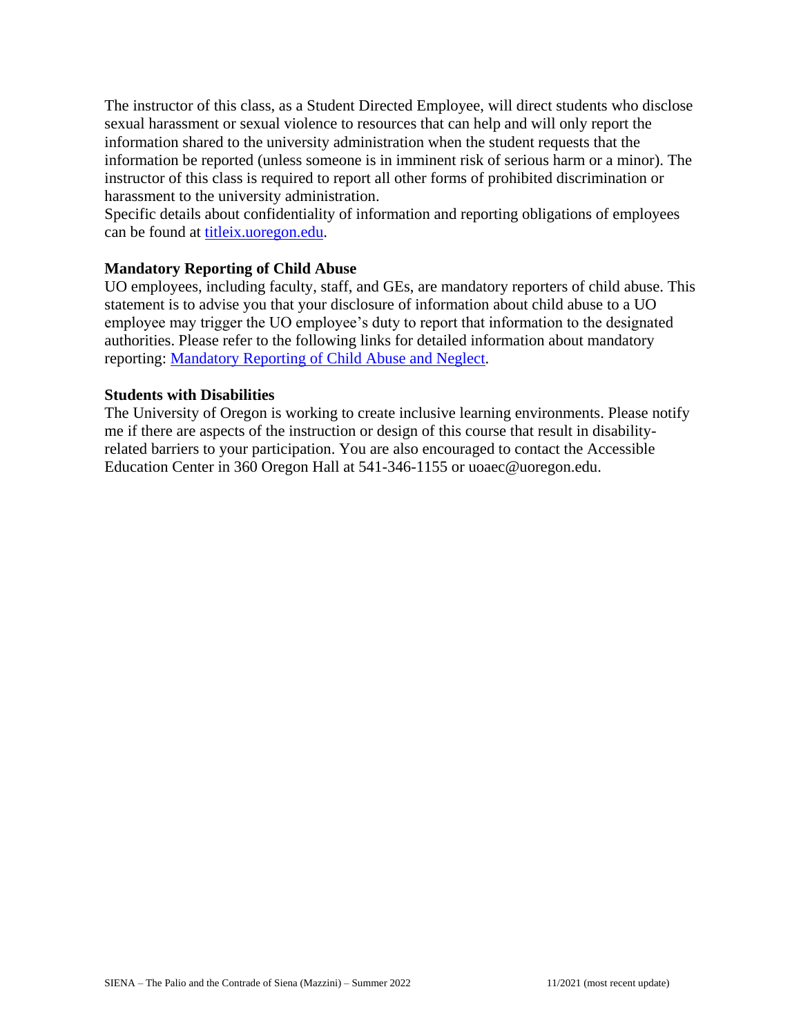The instructor of this class, as a Student Directed Employee, will direct students who disclose sexual harassment or sexual violence to resources that can help and will only report the information shared to the university administration when the student requests that the information be reported (unless someone is in imminent risk of serious harm or a minor). The instructor of this class is required to report all other forms of prohibited discrimination or harassment to the university administration.
Specific details about confidentiality of information and reporting obligations of employees can be found at titleix.uoregon.edu.

**Mandatory Reporting of Child Abuse**
UO employees, including faculty, staff, and GEs, are mandatory reporters of child abuse. This statement is to advise you that your disclosure of information about child abuse to a UO employee may trigger the UO employee's duty to report that information to the designated authorities. Please refer to the following links for detailed information about mandatory reporting: Mandatory Reporting of Child Abuse and Neglect.

**Students with Disabilities**
The University of Oregon is working to create inclusive learning environments. Please notify me if there are aspects of the instruction or design of this course that result in disability-related barriers to your participation. You are also encouraged to contact the Accessible Education Center in 360 Oregon Hall at 541-346-1155 or uoaec@uoregon.edu.